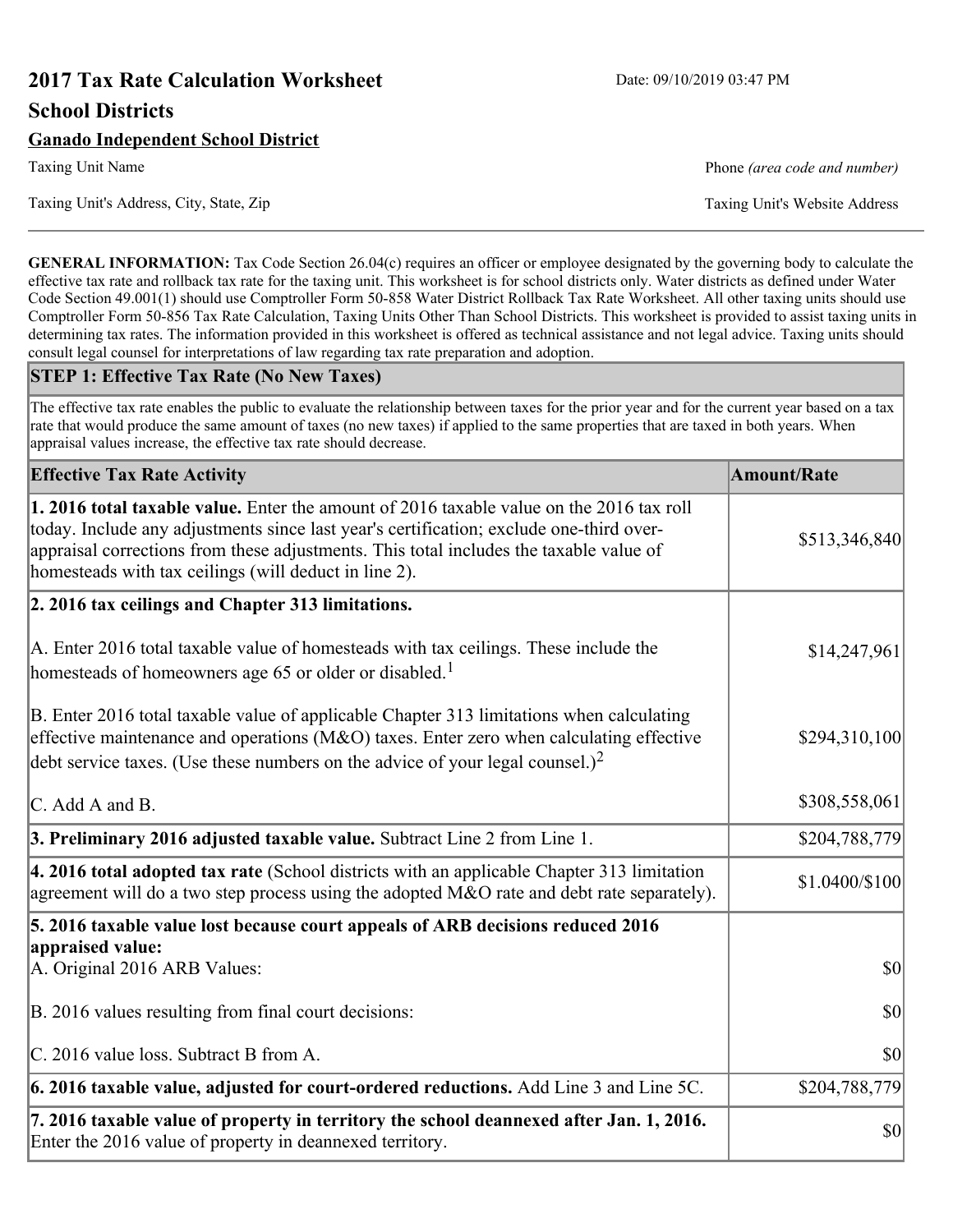# 2017 Tax Rate Calculation Worksheet

Date: 09/10/2019 03:47 PM

## School Districts

**Ganado Independent School District**

Taxing Unit Name

Phone *(area code and number)*

Taxing Unit's Address, City, State, Zip

Taxing Unit's Website Address

**GENERAL INFORMATION:** Tax Code Section 26.04(c) requires an officer or employee designated by the governing body to calculate the effective tax rate and rollback tax rate for the taxing unit. This worksheet is for school districts only. Water districts as defined under Water Code Section 49.001(1) should use Comptroller Form 50-858 Water District Rollback Tax Rate Worksheet. All other taxing units should use Comptroller Form 50-856 Tax Rate Calculation, Taxing Units Other Than School Districts. This worksheet is provided to assist taxing units in determining tax rates. The information provided in this worksheet is offered as technical assistance and not legal advice. Taxing units should consult legal counsel for interpretations of law regarding tax rate preparation and adoption.

### STEP 1: Effective Tax Rate (No New Taxes)

The effective tax rate enables the public to evaluate the relationship between taxes for the prior year and for the current year based on a tax rate that would produce the same amount of taxes (no new taxes) if applied to the same properties that are taxed in both years. When appraisal values increase, the effective tax rate should decrease.

| Effective Tax Rate Activity | Amount/Rate |
|---|---|
| **1. 2016 total taxable value.** Enter the amount of 2016 taxable value on the 2016 tax roll today. Include any adjustments since last year's certification; exclude one-third over-appraisal corrections from these adjustments. This total includes the taxable value of homesteads with tax ceilings (will deduct in line 2). | $513,346,840 |
| **2. 2016 tax ceilings and Chapter 313 limitations.** | |
| A. Enter 2016 total taxable value of homesteads with tax ceilings. These include the homesteads of homeowners age 65 or older or disabled.[1] | $14,247,961 |
| B. Enter 2016 total taxable value of applicable Chapter 313 limitations when calculating effective maintenance and operations (M&O) taxes. Enter zero when calculating effective debt service taxes. (Use these numbers on the advice of your legal counsel.)[2] | $294,310,100 |
| C. Add A and B. | $308,558,061 |
| **3. Preliminary 2016 adjusted taxable value.** Subtract Line 2 from Line 1. | $204,788,779 |
| **4. 2016 total adopted tax rate** (School districts with an applicable Chapter 313 limitation agreement will do a two step process using the adopted M&O rate and debt rate separately). | $1.0400/$100 |
| **5. 2016 taxable value lost because court appeals of ARB decisions reduced 2016 appraised value:** | |
| A. Original 2016 ARB Values: | $0 |
| B. 2016 values resulting from final court decisions: | $0 |
| C. 2016 value loss. Subtract B from A. | $0 |
| **6. 2016 taxable value, adjusted for court-ordered reductions.** Add Line 3 and Line 5C. | $204,788,779 |
| **7. 2016 taxable value of property in territory the school deannexed after Jan. 1, 2016.** Enter the 2016 value of property in deannexed territory. | $0 |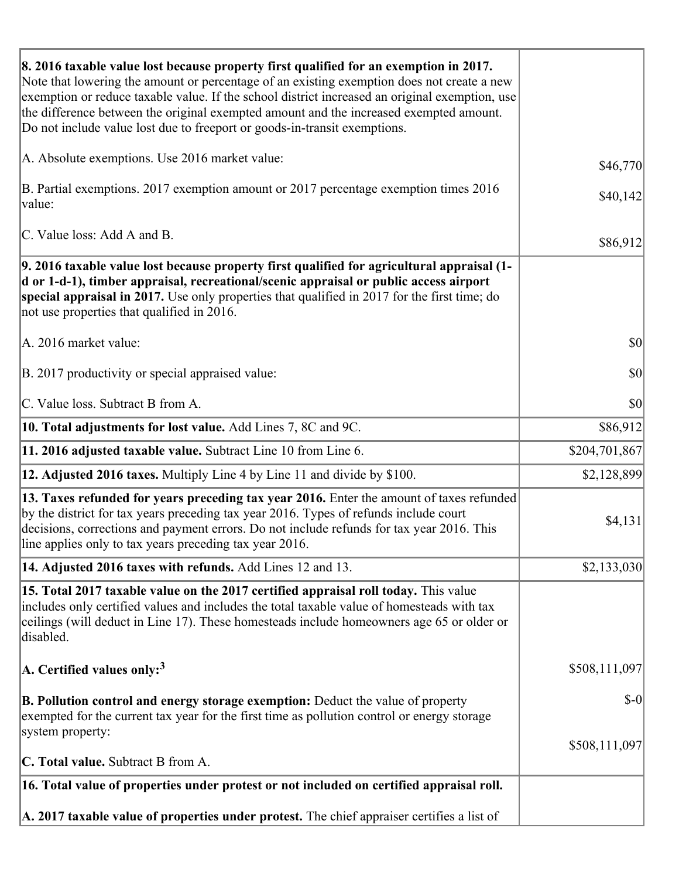| | |
|---|---|
| **8. 2016 taxable value lost because property first qualified for an exemption in 2017.** Note that lowering the amount or percentage of an existing exemption does not create a new exemption or reduce taxable value. If the school district increased an original exemption, use the difference between the original exempted amount and the increased exempted amount. Do not include value lost due to freeport or goods-in-transit exemptions. | |
| A. Absolute exemptions. Use 2016 market value: | $46,770 |
| B. Partial exemptions. 2017 exemption amount or 2017 percentage exemption times 2016 value: | $40,142 |
| C. Value loss: Add A and B. | $86,912 |
| **9. 2016 taxable value lost because property first qualified for agricultural appraisal (1-d or 1-d-1), timber appraisal, recreational/scenic appraisal or public access airport special appraisal in 2017.** Use only properties that qualified in 2017 for the first time; do not use properties that qualified in 2016. | |
| A. 2016 market value: | $0 |
| B. 2017 productivity or special appraised value: | $0 |
| C. Value loss. Subtract B from A. | $0 |
| **10. Total adjustments for lost value.** Add Lines 7, 8C and 9C. | $86,912 |
| **11. 2016 adjusted taxable value.** Subtract Line 10 from Line 6. | $204,701,867 |
| **12. Adjusted 2016 taxes.** Multiply Line 4 by Line 11 and divide by $100. | $2,128,899 |
| **13. Taxes refunded for years preceding tax year 2016.** Enter the amount of taxes refunded by the district for tax years preceding tax year 2016. Types of refunds include court decisions, corrections and payment errors. Do not include refunds for tax year 2016. This line applies only to tax years preceding tax year 2016. | $4,131 |
| **14. Adjusted 2016 taxes with refunds.** Add Lines 12 and 13. | $2,133,030 |
| **15. Total 2017 taxable value on the 2017 certified appraisal roll today.** This value includes only certified values and includes the total taxable value of homesteads with tax ceilings (will deduct in Line 17). These homesteads include homeowners age 65 or older or disabled. | |
| **A. Certified values only:**[3] | $508,111,097 |
| **B. Pollution control and energy storage exemption:** Deduct the value of property exempted for the current tax year for the first time as pollution control or energy storage system property: | $-0 |
| **C. Total value.** Subtract B from A. | $508,111,097 |
| **16. Total value of properties under protest or not included on certified appraisal roll.** | |
| **A. 2017 taxable value of properties under protest.** The chief appraiser certifies a list of | |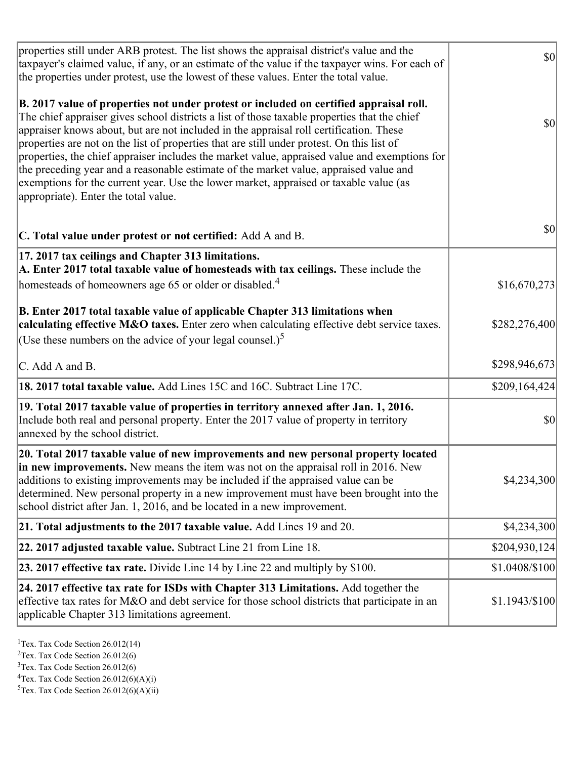| | |
|---|---|
| properties still under ARB protest. The list shows the appraisal district's value and the taxpayer's claimed value, if any, or an estimate of the value if the taxpayer wins. For each of the properties under protest, use the lowest of these values. Enter the total value.<br><br>**B. 2017 value of properties not under protest or included on certified appraisal roll.** The chief appraiser gives school districts a list of those taxable properties that the chief appraiser knows about, but are not included in the appraisal roll certification. These properties are not on the list of properties that are still under protest. On this list of properties, the chief appraiser includes the market value, appraised value and exemptions for the preceding year and a reasonable estimate of the market value, appraised value and exemptions for the current year. Use the lower market, appraised or taxable value (as appropriate). Enter the total value.<br><br>**C. Total value under protest or not certified:** Add A and B. | $0<br><br>$0<br><br>$0 |
| **17. 2017 tax ceilings and Chapter 313 limitations.**<br>**A. Enter 2017 total taxable value of homesteads with tax ceilings.** These include the homesteads of homeowners age 65 or older or disabled.[4]<br><br>**B. Enter 2017 total taxable value of applicable Chapter 313 limitations when calculating effective M&O taxes.** Enter zero when calculating effective debt service taxes. (Use these numbers on the advice of your legal counsel.)[5]<br><br>C. Add A and B. | $16,670,273<br><br>$282,276,400<br><br>$298,946,673 |
| **18. 2017 total taxable value.** Add Lines 15C and 16C. Subtract Line 17C. | $209,164,424 |
| **19. Total 2017 taxable value of properties in territory annexed after Jan. 1, 2016.** Include both real and personal property. Enter the 2017 value of property in territory annexed by the school district. | $0 |
| **20. Total 2017 taxable value of new improvements and new personal property located in new improvements.** New means the item was not on the appraisal roll in 2016. New additions to existing improvements may be included if the appraised value can be determined. New personal property in a new improvement must have been brought into the school district after Jan. 1, 2016, and be located in a new improvement. | $4,234,300 |
| **21. Total adjustments to the 2017 taxable value.** Add Lines 19 and 20. | $4,234,300 |
| **22. 2017 adjusted taxable value.** Subtract Line 21 from Line 18. | $204,930,124 |
| **23. 2017 effective tax rate.** Divide Line 14 by Line 22 and multiply by $100. | $1.0408/$100 |
| **24. 2017 effective tax rate for ISDs with Chapter 313 Limitations.** Add together the effective tax rates for M&O and debt service for those school districts that participate in an applicable Chapter 313 limitations agreement. | $1.1943/$100 |

[1]Tex. Tax Code Section 26.012(14)
[2]Tex. Tax Code Section 26.012(6)
[3]Tex. Tax Code Section 26.012(6)
[4]Tex. Tax Code Section 26.012(6)(A)(i)
[5]Tex. Tax Code Section 26.012(6)(A)(ii)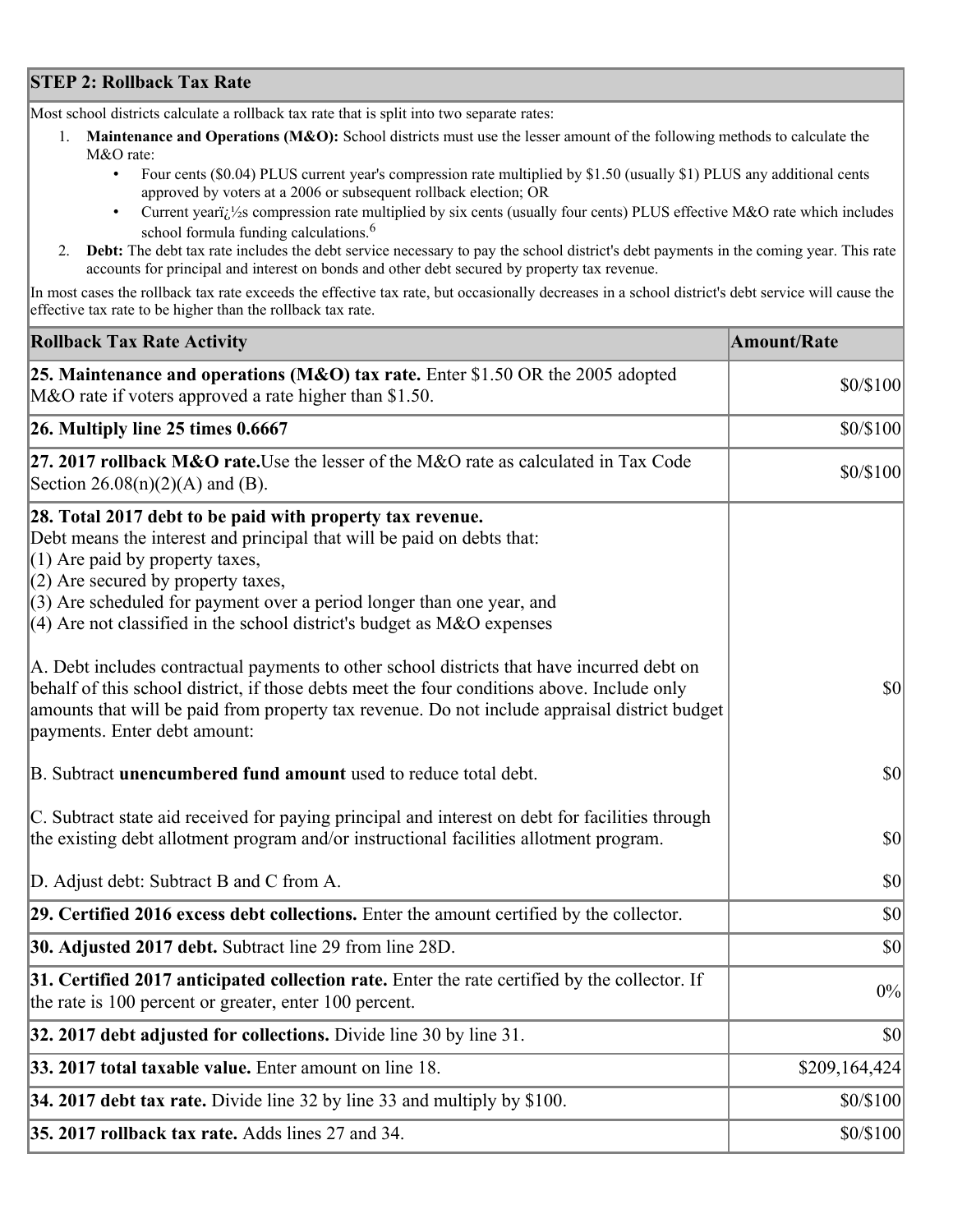## STEP 2: Rollback Tax Rate

Most school districts calculate a rollback tax rate that is split into two separate rates:

1. **Maintenance and Operations (M&O):** School districts must use the lesser amount of the following methods to calculate the M&O rate:
   - Four cents ($0.04) PLUS current year's compression rate multiplied by $1.50 (usually $1) PLUS any additional cents approved by voters at a 2006 or subsequent rollback election; OR
   - Current yearï¿½s compression rate multiplied by six cents (usually four cents) PLUS effective M&O rate which includes school formula funding calculations.[6]
2. **Debt:** The debt tax rate includes the debt service necessary to pay the school district's debt payments in the coming year. This rate accounts for principal and interest on bonds and other debt secured by property tax revenue.

In most cases the rollback tax rate exceeds the effective tax rate, but occasionally decreases in a school district's debt service will cause the effective tax rate to be higher than the rollback tax rate.

| Rollback Tax Rate Activity | Amount/Rate |
|---|---|
| **25. Maintenance and operations (M&O) tax rate.** Enter $1.50 OR the 2005 adopted M&O rate if voters approved a rate higher than $1.50. | $0/$100 |
| **26. Multiply line 25 times 0.6667** | $0/$100 |
| **27. 2017 rollback M&O rate.** Use the lesser of the M&O rate as calculated in Tax Code Section 26.08(n)(2)(A) and (B). | $0/$100 |
| **28. Total 2017 debt to be paid with property tax revenue.** Debt means the interest and principal that will be paid on debts that: (1) Are paid by property taxes, (2) Are secured by property taxes, (3) Are scheduled for payment over a period longer than one year, and (4) Are not classified in the school district's budget as M&O expenses | |
| A. Debt includes contractual payments to other school districts that have incurred debt on behalf of this school district, if those debts meet the four conditions above. Include only amounts that will be paid from property tax revenue. Do not include appraisal district budget payments. Enter debt amount: | $0 |
| B. Subtract **unencumbered fund amount** used to reduce total debt. | $0 |
| C. Subtract state aid received for paying principal and interest on debt for facilities through the existing debt allotment program and/or instructional facilities allotment program. | $0 |
| D. Adjust debt: Subtract B and C from A. | $0 |
| **29. Certified 2016 excess debt collections.** Enter the amount certified by the collector. | $0 |
| **30. Adjusted 2017 debt.** Subtract line 29 from line 28D. | $0 |
| **31. Certified 2017 anticipated collection rate.** Enter the rate certified by the collector. If the rate is 100 percent or greater, enter 100 percent. | 0% |
| **32. 2017 debt adjusted for collections.** Divide line 30 by line 31. | $0 |
| **33. 2017 total taxable value.** Enter amount on line 18. | $209,164,424 |
| **34. 2017 debt tax rate.** Divide line 32 by line 33 and multiply by $100. | $0/$100 |
| **35. 2017 rollback tax rate.** Adds lines 27 and 34. | $0/$100 |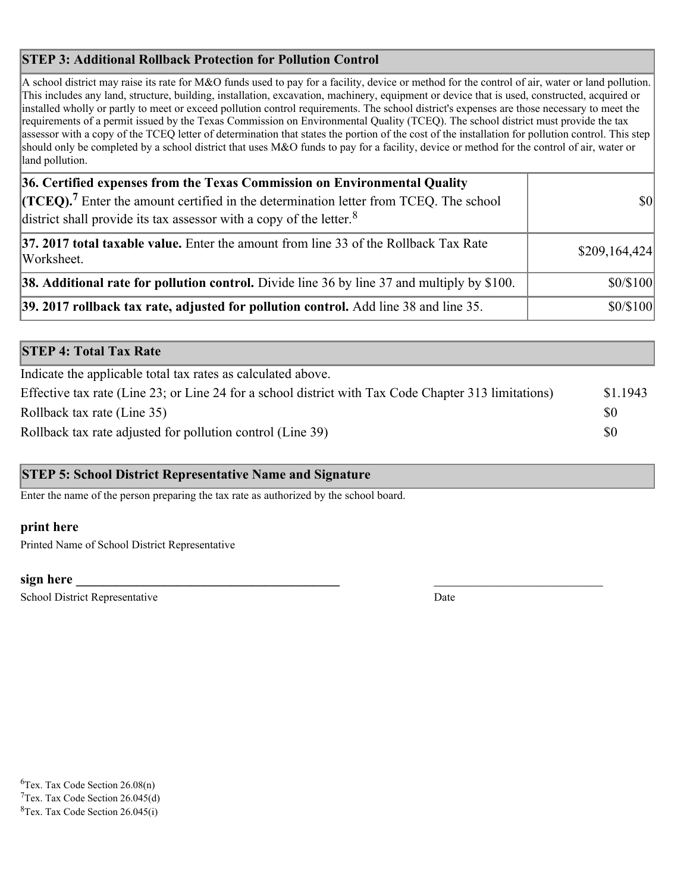## STEP 3: Additional Rollback Protection for Pollution Control

A school district may raise its rate for M&O funds used to pay for a facility, device or method for the control of air, water or land pollution. This includes any land, structure, building, installation, excavation, machinery, equipment or device that is used, constructed, acquired or installed wholly or partly to meet or exceed pollution control requirements. The school district's expenses are those necessary to meet the requirements of a permit issued by the Texas Commission on Environmental Quality (TCEQ). The school district must provide the tax assessor with a copy of the TCEQ letter of determination that states the portion of the cost of the installation for pollution control. This step should only be completed by a school district that uses M&O funds to pay for a facility, device or method for the control of air, water or land pollution.

| | |
|---|---|
| **36. Certified expenses from the Texas Commission on Environmental Quality (TCEQ).**[7] Enter the amount certified in the determination letter from TCEQ. The school district shall provide its tax assessor with a copy of the letter.[8] | $0 |
| **37. 2017 total taxable value.** Enter the amount from line 33 of the Rollback Tax Rate Worksheet. | $209,164,424 |
| **38. Additional rate for pollution control.** Divide line 36 by line 37 and multiply by $100. | $0/$100 |
| **39. 2017 rollback tax rate, adjusted for pollution control.** Add line 38 and line 35. | $0/$100 |

## STEP 4: Total Tax Rate

Indicate the applicable total tax rates as calculated above.

| | |
|---|---|
| Effective tax rate (Line 23; or Line 24 for a school district with Tax Code Chapter 313 limitations) | $1.1943 |
| Rollback tax rate (Line 35) | $0 |
| Rollback tax rate adjusted for pollution control (Line 39) | $0 |

## STEP 5: School District Representative Name and Signature

Enter the name of the person preparing the tax rate as authorized by the school board.

**print here**

Printed Name of School District Representative

**sign here** ________________________________________ ____________________________

School District Representative Date

[6] Tex. Tax Code Section 26.08(n)
[7] Tex. Tax Code Section 26.045(d)
[8] Tex. Tax Code Section 26.045(i)